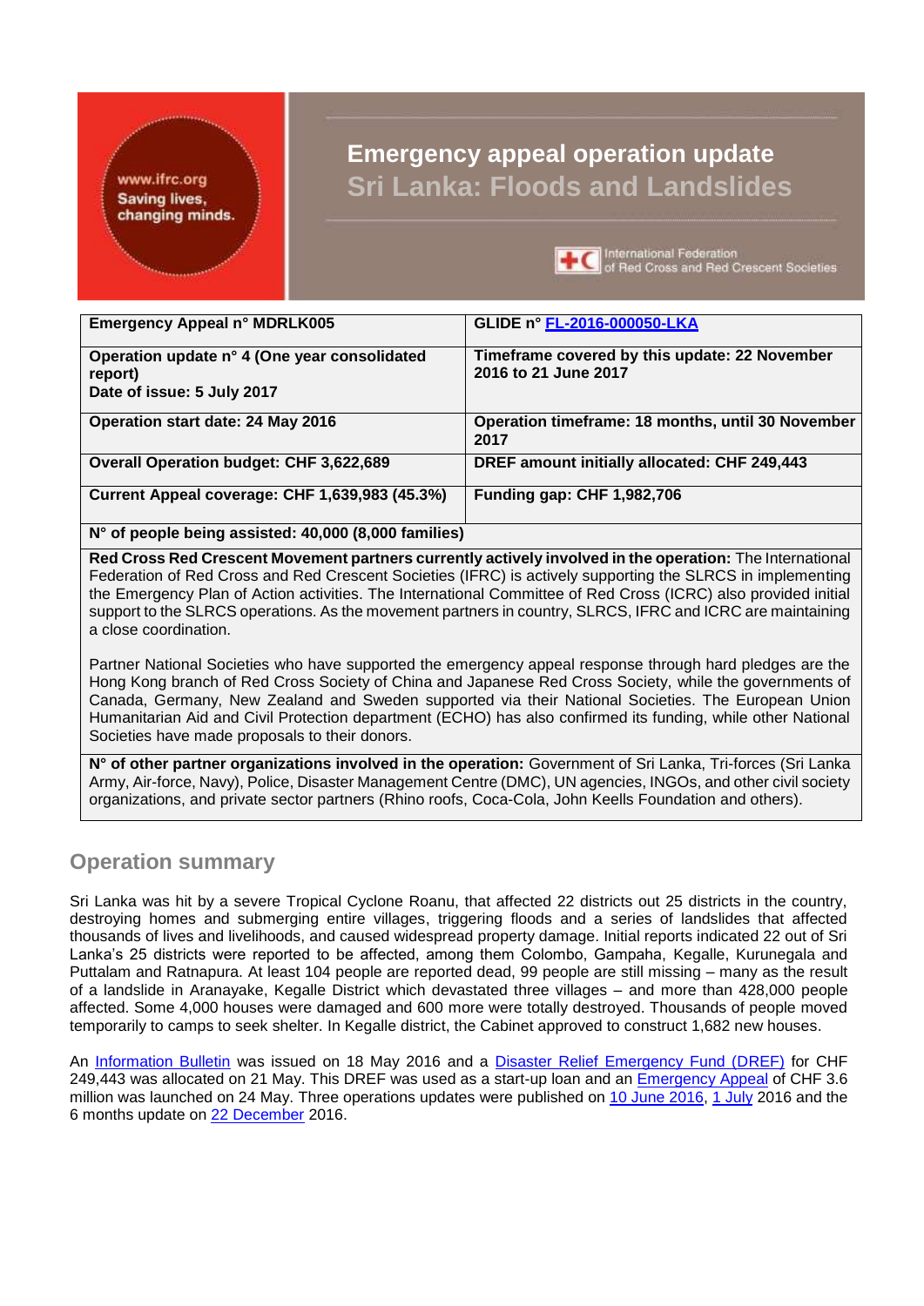# Emergency appeal operation update

## Sri Lanka: Floods and Landslides

| Emergency Appeal n° MDRLK005 | GLIDE n° [FL-2016-000050-LKA](#) |
|---|---|
| **Operation update n° 4 (One year consolidated report)**<br>**Date of issue: 5 July 2017** | **Timeframe covered by this update: 22 November 2016 to 21 June 2017** |
| **Operation start date: 24 May 2016** | **Operation timeframe: 18 months, until 30 November 2017** |
| **Overall Operation budget: CHF 3,622,689** | **DREF amount initially allocated: CHF 249,443** |
| **Current Appeal coverage: CHF 1,639,983 (45.3%)** | **Funding gap: CHF 1,982,706** |
| **N° of people being assisted: 40,000 (8,000 families)** | |

**Red Cross Red Crescent Movement partners currently actively involved in the operation:** The International Federation of Red Cross and Red Crescent Societies (IFRC) is actively supporting the SLRCS in implementing the Emergency Plan of Action activities. The International Committee of Red Cross (ICRC) also provided initial support to the SLRCS operations. As the movement partners in country, SLRCS, IFRC and ICRC are maintaining a close coordination.

Partner National Societies who have supported the emergency appeal response through hard pledges are the Hong Kong branch of Red Cross Society of China and Japanese Red Cross Society, while the governments of Canada, Germany, New Zealand and Sweden supported via their National Societies. The European Union Humanitarian Aid and Civil Protection department (ECHO) has also confirmed its funding, while other National Societies have made proposals to their donors.

**N° of other partner organizations involved in the operation:** Government of Sri Lanka, Tri-forces (Sri Lanka Army, Air-force, Navy), Police, Disaster Management Centre (DMC), UN agencies, INGOs, and other civil society organizations, and private sector partners (Rhino roofs, Coca-Cola, John Keells Foundation and others).

## Operation summary

Sri Lanka was hit by a severe Tropical Cyclone Roanu, that affected 22 districts out 25 districts in the country, destroying homes and submerging entire villages, triggering floods and a series of landslides that affected thousands of lives and livelihoods, and caused widespread property damage. Initial reports indicated 22 out of Sri Lanka's 25 districts were reported to be affected, among them Colombo, Gampaha, Kegalle, Kurunegala and Puttalam and Ratnapura. At least 104 people are reported dead, 99 people are still missing – many as the result of a landslide in Aranayake, Kegalle District which devastated three villages – and more than 428,000 people affected. Some 4,000 houses were damaged and 600 more were totally destroyed. Thousands of people moved temporarily to camps to seek shelter. In Kegalle district, the Cabinet approved to construct 1,682 new houses.

An [Information Bulletin](#) was issued on 18 May 2016 and a [Disaster Relief Emergency Fund (DREF)](#) for CHF 249,443 was allocated on 21 May. This DREF was used as a start-up loan and an [Emergency Appeal](#) of CHF 3.6 million was launched on 24 May. Three operations updates were published on [10 June 2016](#), [1 July](#) 2016 and the 6 months update on [22 December](#) 2016.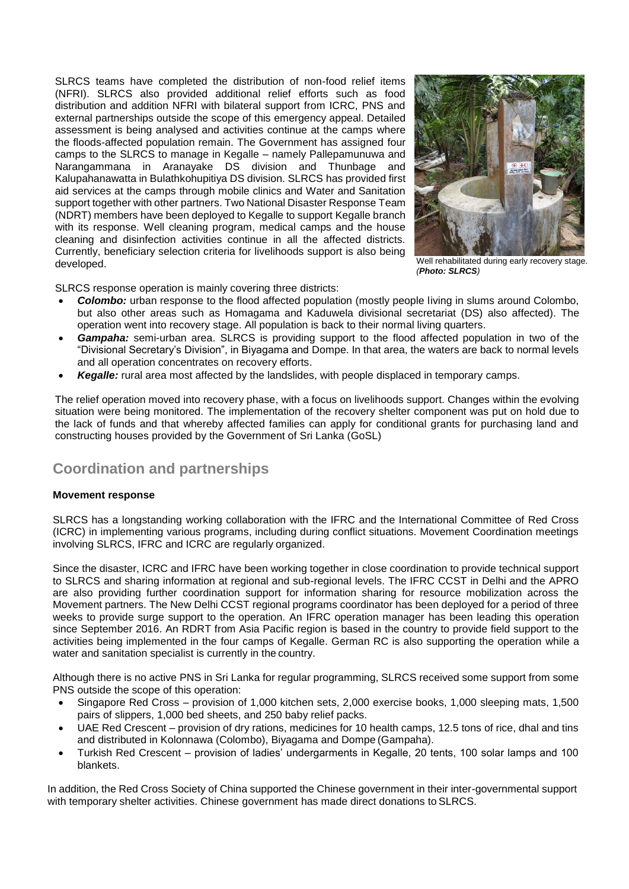SLRCS teams have completed the distribution of non-food relief items (NFRI). SLRCS also provided additional relief efforts such as food distribution and addition NFRI with bilateral support from ICRC, PNS and external partnerships outside the scope of this emergency appeal. Detailed assessment is being analysed and activities continue at the camps where the floods-affected population remain. The Government has assigned four camps to the SLRCS to manage in Kegalle – namely Pallepamunuwa and Narangammana in Aranayake DS division and Thunbage and Kalupahanawatta in Bulathkohupitiya DS division. SLRCS has provided first aid services at the camps through mobile clinics and Water and Sanitation support together with other partners. Two National Disaster Response Team (NDRT) members have been deployed to Kegalle to support Kegalle branch with its response. Well cleaning program, medical camps and the house cleaning and disinfection activities continue in all the affected districts. Currently, beneficiary selection criteria for livelihoods support is also being developed.

Well rehabilitated during early recovery stage. *(**Photo: SLRCS**)*

SLRCS response operation is mainly covering three districts:

- ***Colombo:*** urban response to the flood affected population (mostly people living in slums around Colombo, but also other areas such as Homagama and Kaduwela divisional secretariat (DS) also affected). The operation went into recovery stage. All population is back to their normal living quarters.
- ***Gampaha:*** semi-urban area. SLRCS is providing support to the flood affected population in two of the "Divisional Secretary's Division", in Biyagama and Dompe. In that area, the waters are back to normal levels and all operation concentrates on recovery efforts.
- ***Kegalle:*** rural area most affected by the landslides, with people displaced in temporary camps.

The relief operation moved into recovery phase, with a focus on livelihoods support. Changes within the evolving situation were being monitored. The implementation of the recovery shelter component was put on hold due to the lack of funds and that whereby affected families can apply for conditional grants for purchasing land and constructing houses provided by the Government of Sri Lanka (GoSL)

## Coordination and partnerships

**Movement response**

SLRCS has a longstanding working collaboration with the IFRC and the International Committee of Red Cross (ICRC) in implementing various programs, including during conflict situations. Movement Coordination meetings involving SLRCS, IFRC and ICRC are regularly organized.

Since the disaster, ICRC and IFRC have been working together in close coordination to provide technical support to SLRCS and sharing information at regional and sub-regional levels. The IFRC CCST in Delhi and the APRO are also providing further coordination support for information sharing for resource mobilization across the Movement partners. The New Delhi CCST regional programs coordinator has been deployed for a period of three weeks to provide surge support to the operation. An IFRC operation manager has been leading this operation since September 2016. An RDRT from Asia Pacific region is based in the country to provide field support to the activities being implemented in the four camps of Kegalle. German RC is also supporting the operation while a water and sanitation specialist is currently in the country.

Although there is no active PNS in Sri Lanka for regular programming, SLRCS received some support from some PNS outside the scope of this operation:

- Singapore Red Cross – provision of 1,000 kitchen sets, 2,000 exercise books, 1,000 sleeping mats, 1,500 pairs of slippers, 1,000 bed sheets, and 250 baby relief packs.
- UAE Red Crescent – provision of dry rations, medicines for 10 health camps, 12.5 tons of rice, dhal and tins and distributed in Kolonnawa (Colombo), Biyagama and Dompe (Gampaha).
- Turkish Red Crescent – provision of ladies' undergarments in Kegalle, 20 tents, 100 solar lamps and 100 blankets.

In addition, the Red Cross Society of China supported the Chinese government in their inter-governmental support with temporary shelter activities. Chinese government has made direct donations to SLRCS.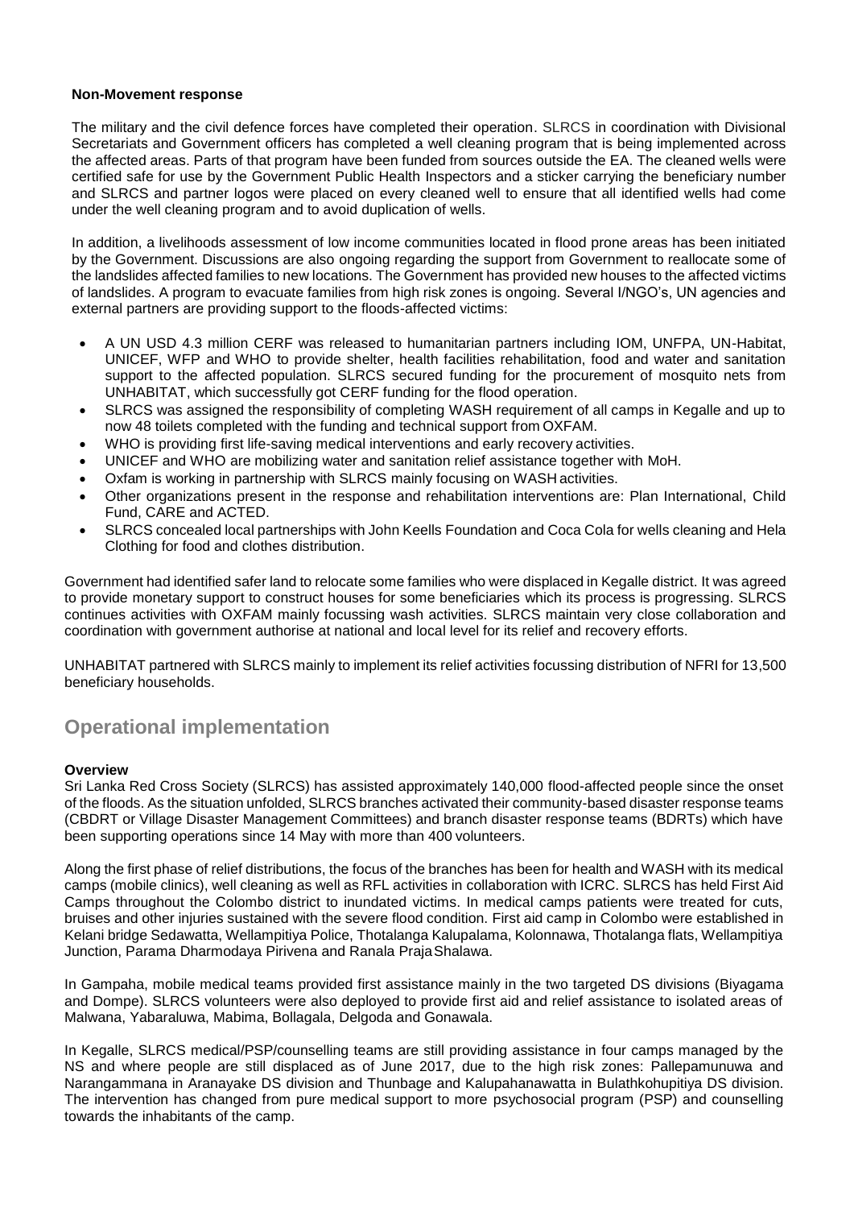**Non-Movement response**

The military and the civil defence forces have completed their operation. SLRCS in coordination with Divisional Secretariats and Government officers has completed a well cleaning program that is being implemented across the affected areas. Parts of that program have been funded from sources outside the EA. The cleaned wells were certified safe for use by the Government Public Health Inspectors and a sticker carrying the beneficiary number and SLRCS and partner logos were placed on every cleaned well to ensure that all identified wells had come under the well cleaning program and to avoid duplication of wells.

In addition, a livelihoods assessment of low income communities located in flood prone areas has been initiated by the Government. Discussions are also ongoing regarding the support from Government to reallocate some of the landslides affected families to new locations. The Government has provided new houses to the affected victims of landslides. A program to evacuate families from high risk zones is ongoing. Several I/NGO's, UN agencies and external partners are providing support to the floods-affected victims:

- A UN USD 4.3 million CERF was released to humanitarian partners including IOM, UNFPA, UN-Habitat, UNICEF, WFP and WHO to provide shelter, health facilities rehabilitation, food and water and sanitation support to the affected population. SLRCS secured funding for the procurement of mosquito nets from UNHABITAT, which successfully got CERF funding for the flood operation.
- SLRCS was assigned the responsibility of completing WASH requirement of all camps in Kegalle and up to now 48 toilets completed with the funding and technical support from OXFAM.
- WHO is providing first life-saving medical interventions and early recovery activities.
- UNICEF and WHO are mobilizing water and sanitation relief assistance together with MoH.
- Oxfam is working in partnership with SLRCS mainly focusing on WASH activities.
- Other organizations present in the response and rehabilitation interventions are: Plan International, Child Fund, CARE and ACTED.
- SLRCS concealed local partnerships with John Keells Foundation and Coca Cola for wells cleaning and Hela Clothing for food and clothes distribution.

Government had identified safer land to relocate some families who were displaced in Kegalle district. It was agreed to provide monetary support to construct houses for some beneficiaries which its process is progressing. SLRCS continues activities with OXFAM mainly focussing wash activities. SLRCS maintain very close collaboration and coordination with government authorise at national and local level for its relief and recovery efforts.

UNHABITAT partnered with SLRCS mainly to implement its relief activities focussing distribution of NFRI for 13,500 beneficiary households.

## Operational implementation

**Overview**

Sri Lanka Red Cross Society (SLRCS) has assisted approximately 140,000 flood-affected people since the onset of the floods. As the situation unfolded, SLRCS branches activated their community-based disaster response teams (CBDRT or Village Disaster Management Committees) and branch disaster response teams (BDRTs) which have been supporting operations since 14 May with more than 400 volunteers.

Along the first phase of relief distributions, the focus of the branches has been for health and WASH with its medical camps (mobile clinics), well cleaning as well as RFL activities in collaboration with ICRC. SLRCS has held First Aid Camps throughout the Colombo district to inundated victims. In medical camps patients were treated for cuts, bruises and other injuries sustained with the severe flood condition. First aid camp in Colombo were established in Kelani bridge Sedawatta, Wellampitiya Police, Thotalanga Kalupalama, Kolonnawa, Thotalanga flats, Wellampitiya Junction, Parama Dharmodaya Pirivena and Ranala Praja Shalawa.

In Gampaha, mobile medical teams provided first assistance mainly in the two targeted DS divisions (Biyagama and Dompe). SLRCS volunteers were also deployed to provide first aid and relief assistance to isolated areas of Malwana, Yabaraluwa, Mabima, Bollagala, Delgoda and Gonawala.

In Kegalle, SLRCS medical/PSP/counselling teams are still providing assistance in four camps managed by the NS and where people are still displaced as of June 2017, due to the high risk zones: Pallepamunuwa and Narangammana in Aranayake DS division and Thunbage and Kalupahanawatta in Bulathkohupitiya DS division. The intervention has changed from pure medical support to more psychosocial program (PSP) and counselling towards the inhabitants of the camp.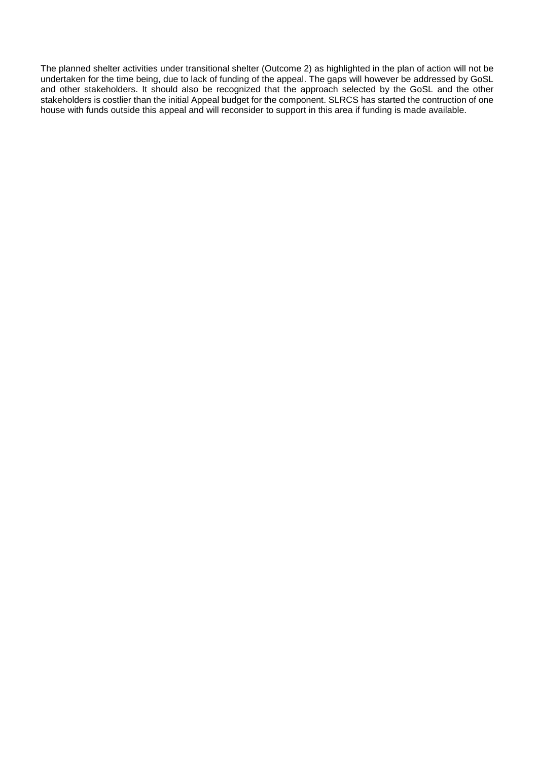The planned shelter activities under transitional shelter (Outcome 2) as highlighted in the plan of action will not be undertaken for the time being, due to lack of funding of the appeal. The gaps will however be addressed by GoSL and other stakeholders. It should also be recognized that the approach selected by the GoSL and the other stakeholders is costlier than the initial Appeal budget for the component. SLRCS has started the contruction of one house with funds outside this appeal and will reconsider to support in this area if funding is made available.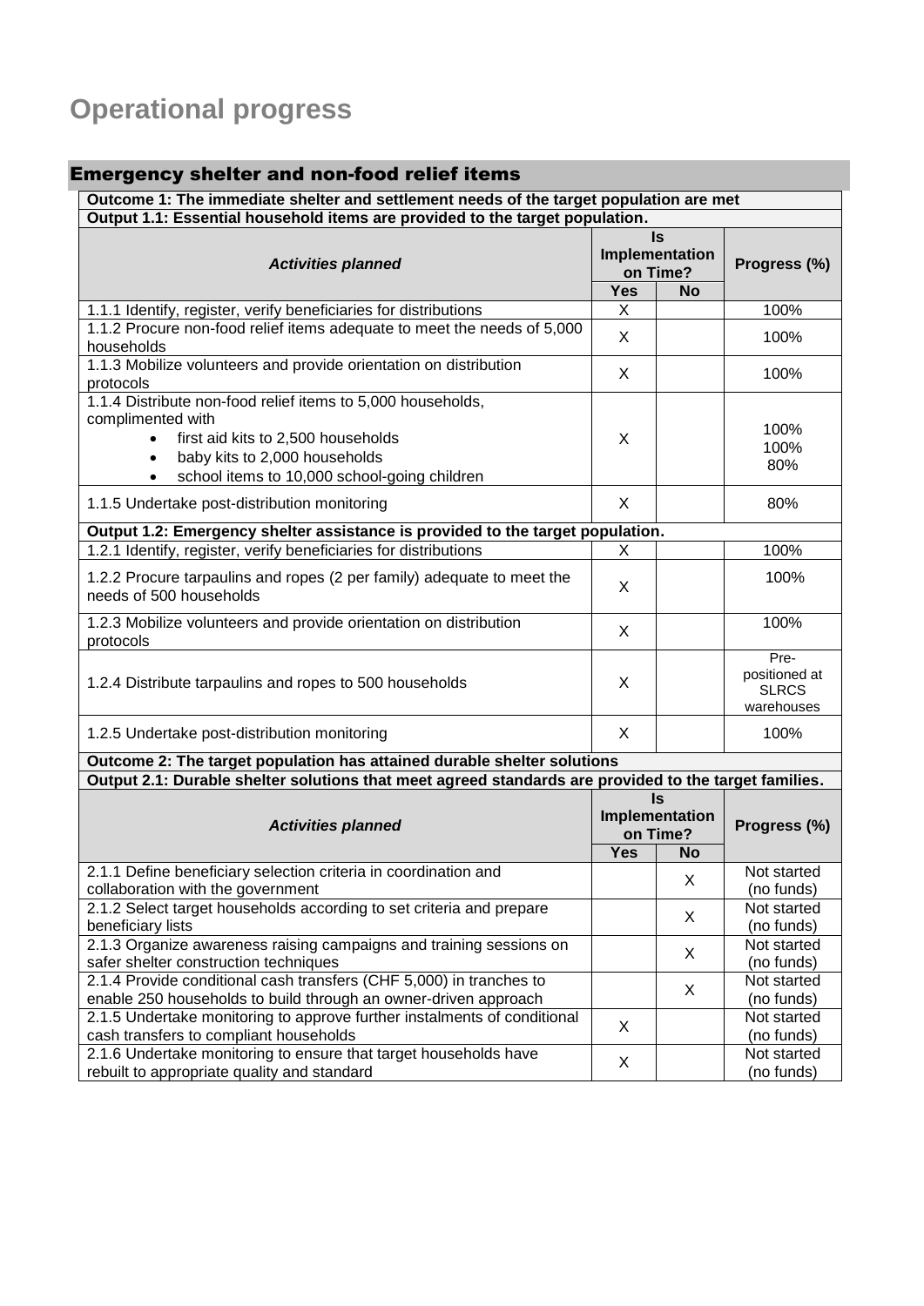# Operational progress

## Emergency shelter and non-food relief items

| Outcome 1: The immediate shelter and settlement needs of the target population are met | | | |
|---|---|---|---|
| **Output 1.1: Essential household items are provided to the target population.** | | | |
| ***Activities planned*** | **Is Implementation on Time?** | | **Progress (%)** |
| | **Yes** | **No** | |
| 1.1.1 Identify, register, verify beneficiaries for distributions | X | | 100% |
| 1.1.2 Procure non-food relief items adequate to meet the needs of 5,000 households | X | | 100% |
| 1.1.3 Mobilize volunteers and provide orientation on distribution protocols | X | | 100% |
| 1.1.4 Distribute non-food relief items to 5,000 households, complimented with<br>• first aid kits to 2,500 households<br>• baby kits to 2,000 households<br>• school items to 10,000 school-going children | X | | 100%<br>100%<br>80% |
| 1.1.5 Undertake post-distribution monitoring | X | | 80% |
| **Output 1.2: Emergency shelter assistance is provided to the target population.** | | | |
| 1.2.1 Identify, register, verify beneficiaries for distributions | X | | 100% |
| 1.2.2 Procure tarpaulins and ropes (2 per family) adequate to meet the needs of 500 households | X | | 100% |
| 1.2.3 Mobilize volunteers and provide orientation on distribution protocols | X | | 100% |
| 1.2.4 Distribute tarpaulins and ropes to 500 households | X | | Pre-positioned at SLRCS warehouses |
| 1.2.5 Undertake post-distribution monitoring | X | | 100% |

| Outcome 2: The target population has attained durable shelter solutions | | | |
|---|---|---|---|
| **Output 2.1: Durable shelter solutions that meet agreed standards are provided to the target families.** | | | |
| ***Activities planned*** | **Is Implementation on Time?** | | **Progress (%)** |
| | **Yes** | **No** | |
| 2.1.1 Define beneficiary selection criteria in coordination and collaboration with the government | | X | Not started (no funds) |
| 2.1.2 Select target households according to set criteria and prepare beneficiary lists | | X | Not started (no funds) |
| 2.1.3 Organize awareness raising campaigns and training sessions on safer shelter construction techniques | | X | Not started (no funds) |
| 2.1.4 Provide conditional cash transfers (CHF 5,000) in tranches to enable 250 households to build through an owner-driven approach | | X | Not started (no funds) |
| 2.1.5 Undertake monitoring to approve further instalments of conditional cash transfers to compliant households | X | | Not started (no funds) |
| 2.1.6 Undertake monitoring to ensure that target households have rebuilt to appropriate quality and standard | X | | Not started (no funds) |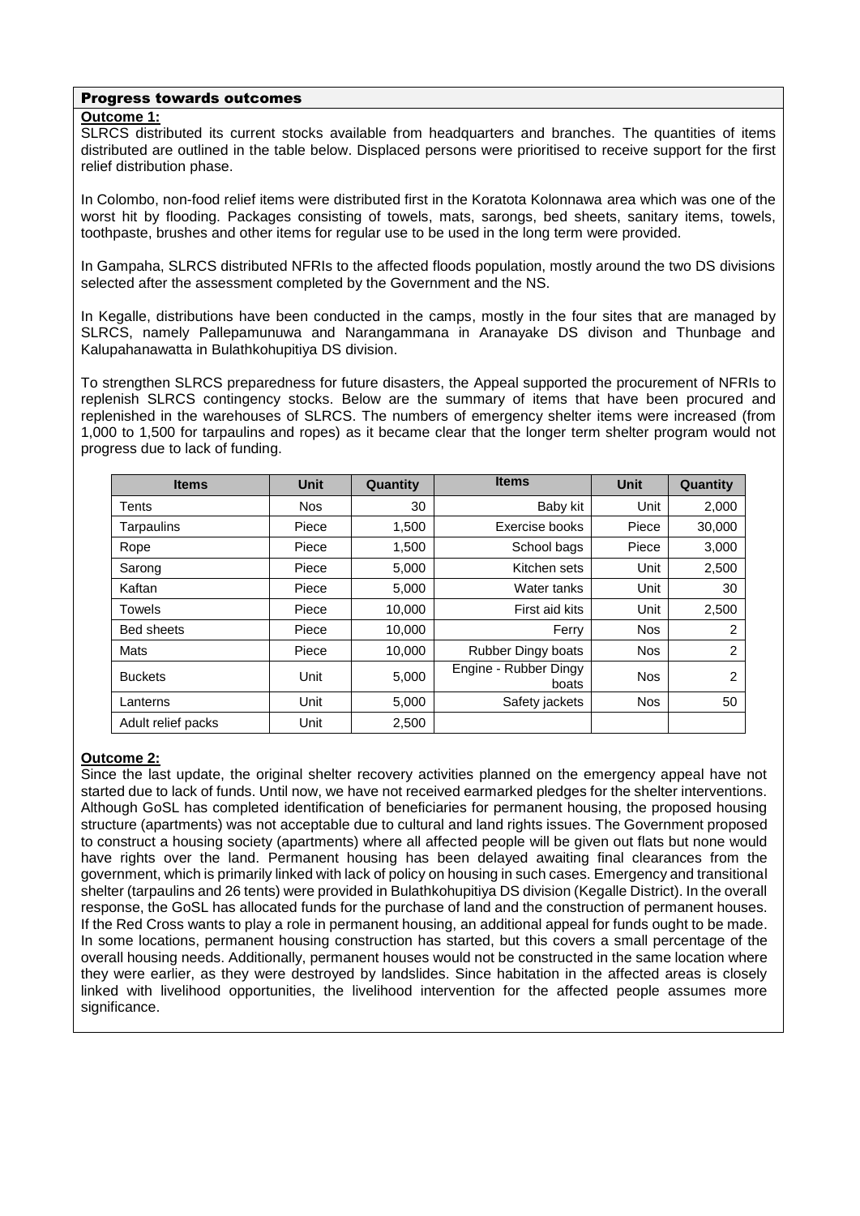## Progress towards outcomes

**Outcome 1:**

SLRCS distributed its current stocks available from headquarters and branches. The quantities of items distributed are outlined in the table below. Displaced persons were prioritised to receive support for the first relief distribution phase.

In Colombo, non-food relief items were distributed first in the Koratota Kolonnawa area which was one of the worst hit by flooding. Packages consisting of towels, mats, sarongs, bed sheets, sanitary items, towels, toothpaste, brushes and other items for regular use to be used in the long term were provided.

In Gampaha, SLRCS distributed NFRIs to the affected floods population, mostly around the two DS divisions selected after the assessment completed by the Government and the NS.

In Kegalle, distributions have been conducted in the camps, mostly in the four sites that are managed by SLRCS, namely Pallepamunuwa and Narangammana in Aranayake DS divison and Thunbage and Kalupahanawatta in Bulathkohupitiya DS division.

To strengthen SLRCS preparedness for future disasters, the Appeal supported the procurement of NFRIs to replenish SLRCS contingency stocks. Below are the summary of items that have been procured and replenished in the warehouses of SLRCS. The numbers of emergency shelter items were increased (from 1,000 to 1,500 for tarpaulins and ropes) as it became clear that the longer term shelter program would not progress due to lack of funding.

| Items | Unit | Quantity | Items | Unit | Quantity |
|---|---|---|---|---|---|
| Tents | Nos | 30 | Baby kit | Unit | 2,000 |
| Tarpaulins | Piece | 1,500 | Exercise books | Piece | 30,000 |
| Rope | Piece | 1,500 | School bags | Piece | 3,000 |
| Sarong | Piece | 5,000 | Kitchen sets | Unit | 2,500 |
| Kaftan | Piece | 5,000 | Water tanks | Unit | 30 |
| Towels | Piece | 10,000 | First aid kits | Unit | 2,500 |
| Bed sheets | Piece | 10,000 | Ferry | Nos | 2 |
| Mats | Piece | 10,000 | Rubber Dingy boats | Nos | 2 |
| Buckets | Unit | 5,000 | Engine - Rubber Dingy boats | Nos | 2 |
| Lanterns | Unit | 5,000 | Safety jackets | Nos | 50 |
| Adult relief packs | Unit | 2,500 | | | |

**Outcome 2:**

Since the last update, the original shelter recovery activities planned on the emergency appeal have not started due to lack of funds. Until now, we have not received earmarked pledges for the shelter interventions. Although GoSL has completed identification of beneficiaries for permanent housing, the proposed housing structure (apartments) was not acceptable due to cultural and land rights issues. The Government proposed to construct a housing society (apartments) where all affected people will be given out flats but none would have rights over the land. Permanent housing has been delayed awaiting final clearances from the government, which is primarily linked with lack of policy on housing in such cases. Emergency and transitional shelter (tarpaulins and 26 tents) were provided in Bulathkohupitiya DS division (Kegalle District). In the overall response, the GoSL has allocated funds for the purchase of land and the construction of permanent houses. If the Red Cross wants to play a role in permanent housing, an additional appeal for funds ought to be made. In some locations, permanent housing construction has started, but this covers a small percentage of the overall housing needs. Additionally, permanent houses would not be constructed in the same location where they were earlier, as they were destroyed by landslides. Since habitation in the affected areas is closely linked with livelihood opportunities, the livelihood intervention for the affected people assumes more significance.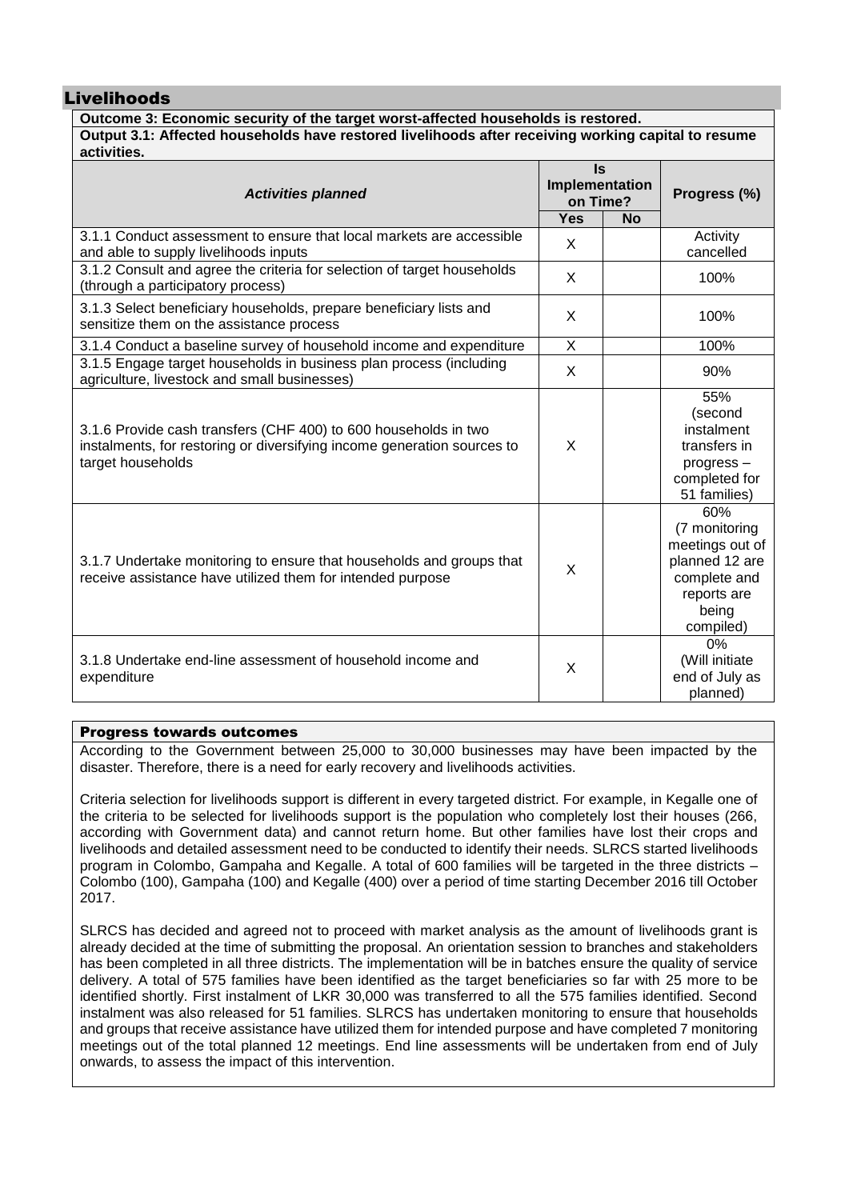## Livelihoods

| **Outcome 3: Economic security of the target worst-affected households is restored.** | | | |
|---|---|---|---|
| **Output 3.1: Affected households have restored livelihoods after receiving working capital to resume activities.** | | | |
| ***Activities planned*** | **Is Implementation on Time?** | | **Progress (%)** |
| | **Yes** | **No** | |
| 3.1.1 Conduct assessment to ensure that local markets are accessible and able to supply livelihoods inputs | X | | Activity cancelled |
| 3.1.2 Consult and agree the criteria for selection of target households (through a participatory process) | X | | 100% |
| 3.1.3 Select beneficiary households, prepare beneficiary lists and sensitize them on the assistance process | X | | 100% |
| 3.1.4 Conduct a baseline survey of household income and expenditure | X | | 100% |
| 3.1.5 Engage target households in business plan process (including agriculture, livestock and small businesses) | X | | 90% |
| 3.1.6 Provide cash transfers (CHF 400) to 600 households in two instalments, for restoring or diversifying income generation sources to target households | X | | 55% (second instalment transfers in progress – completed for 51 families) |
| 3.1.7 Undertake monitoring to ensure that households and groups that receive assistance have utilized them for intended purpose | X | | 60% (7 monitoring meetings out of planned 12 are complete and reports are being compiled) |
| 3.1.8 Undertake end-line assessment of household income and expenditure | X | | 0% (Will initiate end of July as planned) |

### Progress towards outcomes

According to the Government between 25,000 to 30,000 businesses may have been impacted by the disaster. Therefore, there is a need for early recovery and livelihoods activities.

Criteria selection for livelihoods support is different in every targeted district. For example, in Kegalle one of the criteria to be selected for livelihoods support is the population who completely lost their houses (266, according with Government data) and cannot return home. But other families have lost their crops and livelihoods and detailed assessment need to be conducted to identify their needs. SLRCS started livelihoods program in Colombo, Gampaha and Kegalle. A total of 600 families will be targeted in the three districts – Colombo (100), Gampaha (100) and Kegalle (400) over a period of time starting December 2016 till October 2017.

SLRCS has decided and agreed not to proceed with market analysis as the amount of livelihoods grant is already decided at the time of submitting the proposal. An orientation session to branches and stakeholders has been completed in all three districts. The implementation will be in batches ensure the quality of service delivery. A total of 575 families have been identified as the target beneficiaries so far with 25 more to be identified shortly. First instalment of LKR 30,000 was transferred to all the 575 families identified. Second instalment was also released for 51 families. SLRCS has undertaken monitoring to ensure that households and groups that receive assistance have utilized them for intended purpose and have completed 7 monitoring meetings out of the total planned 12 meetings. End line assessments will be undertaken from end of July onwards, to assess the impact of this intervention.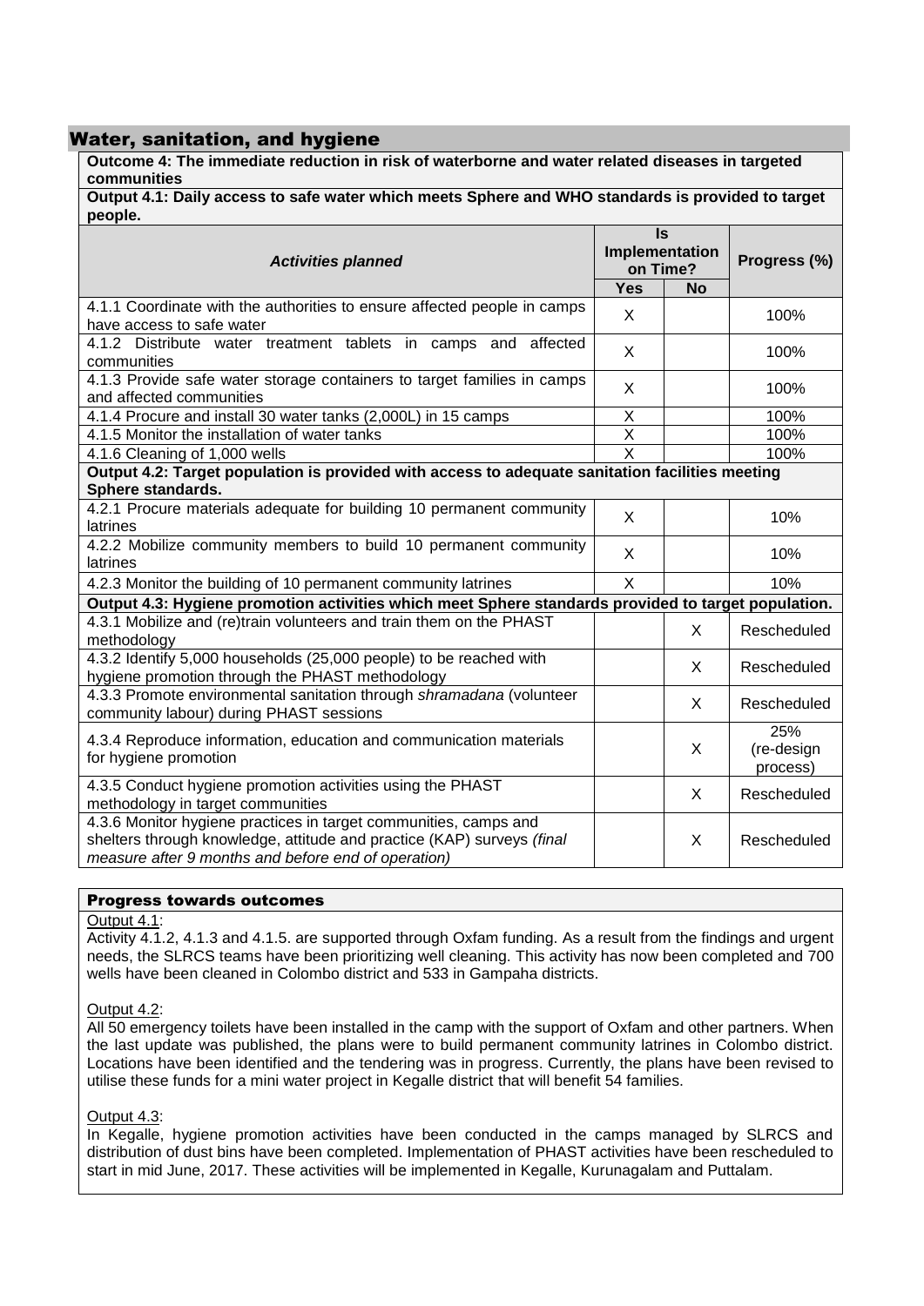## Water, sanitation, and hygiene

| **Outcome 4: The immediate reduction in risk of waterborne and water related diseases in targeted communities** | | | |
|---|---|---|---|
| **Output 4.1: Daily access to safe water which meets Sphere and WHO standards is provided to target people.** | | | |
| ***Activities planned*** | **Is Implementation on Time?** | | **Progress (%)** |
| | **Yes** | **No** | |
| 4.1.1 Coordinate with the authorities to ensure affected people in camps have access to safe water | X | | 100% |
| 4.1.2 Distribute water treatment tablets in camps and affected communities | X | | 100% |
| 4.1.3 Provide safe water storage containers to target families in camps and affected communities | X | | 100% |
| 4.1.4 Procure and install 30 water tanks (2,000L) in 15 camps | X | | 100% |
| 4.1.5 Monitor the installation of water tanks | X | | 100% |
| 4.1.6 Cleaning of 1,000 wells | X | | 100% |
| **Output 4.2: Target population is provided with access to adequate sanitation facilities meeting Sphere standards.** | | | |
| 4.2.1 Procure materials adequate for building 10 permanent community latrines | X | | 10% |
| 4.2.2 Mobilize community members to build 10 permanent community latrines | X | | 10% |
| 4.2.3 Monitor the building of 10 permanent community latrines | X | | 10% |
| **Output 4.3: Hygiene promotion activities which meet Sphere standards provided to target population.** | | | |
| 4.3.1 Mobilize and (re)train volunteers and train them on the PHAST methodology | | X | Rescheduled |
| 4.3.2 Identify 5,000 households (25,000 people) to be reached with hygiene promotion through the PHAST methodology | | X | Rescheduled |
| 4.3.3 Promote environmental sanitation through *shramadana* (volunteer community labour) during PHAST sessions | | X | Rescheduled |
| 4.3.4 Reproduce information, education and communication materials for hygiene promotion | | X | 25% (re-design process) |
| 4.3.5 Conduct hygiene promotion activities using the PHAST methodology in target communities | | X | Rescheduled |
| 4.3.6 Monitor hygiene practices in target communities, camps and shelters through knowledge, attitude and practice (KAP) surveys *(final measure after 9 months and before end of operation)* | | X | Rescheduled |

### Progress towards outcomes

Output 4.1:
Activity 4.1.2, 4.1.3 and 4.1.5. are supported through Oxfam funding. As a result from the findings and urgent needs, the SLRCS teams have been prioritizing well cleaning. This activity has now been completed and 700 wells have been cleaned in Colombo district and 533 in Gampaha districts.

Output 4.2:
All 50 emergency toilets have been installed in the camp with the support of Oxfam and other partners. When the last update was published, the plans were to build permanent community latrines in Colombo district. Locations have been identified and the tendering was in progress. Currently, the plans have been revised to utilise these funds for a mini water project in Kegalle district that will benefit 54 families.

Output 4.3:
In Kegalle, hygiene promotion activities have been conducted in the camps managed by SLRCS and distribution of dust bins have been completed. Implementation of PHAST activities have been rescheduled to start in mid June, 2017. These activities will be implemented in Kegalle, Kurunagalam and Puttalam.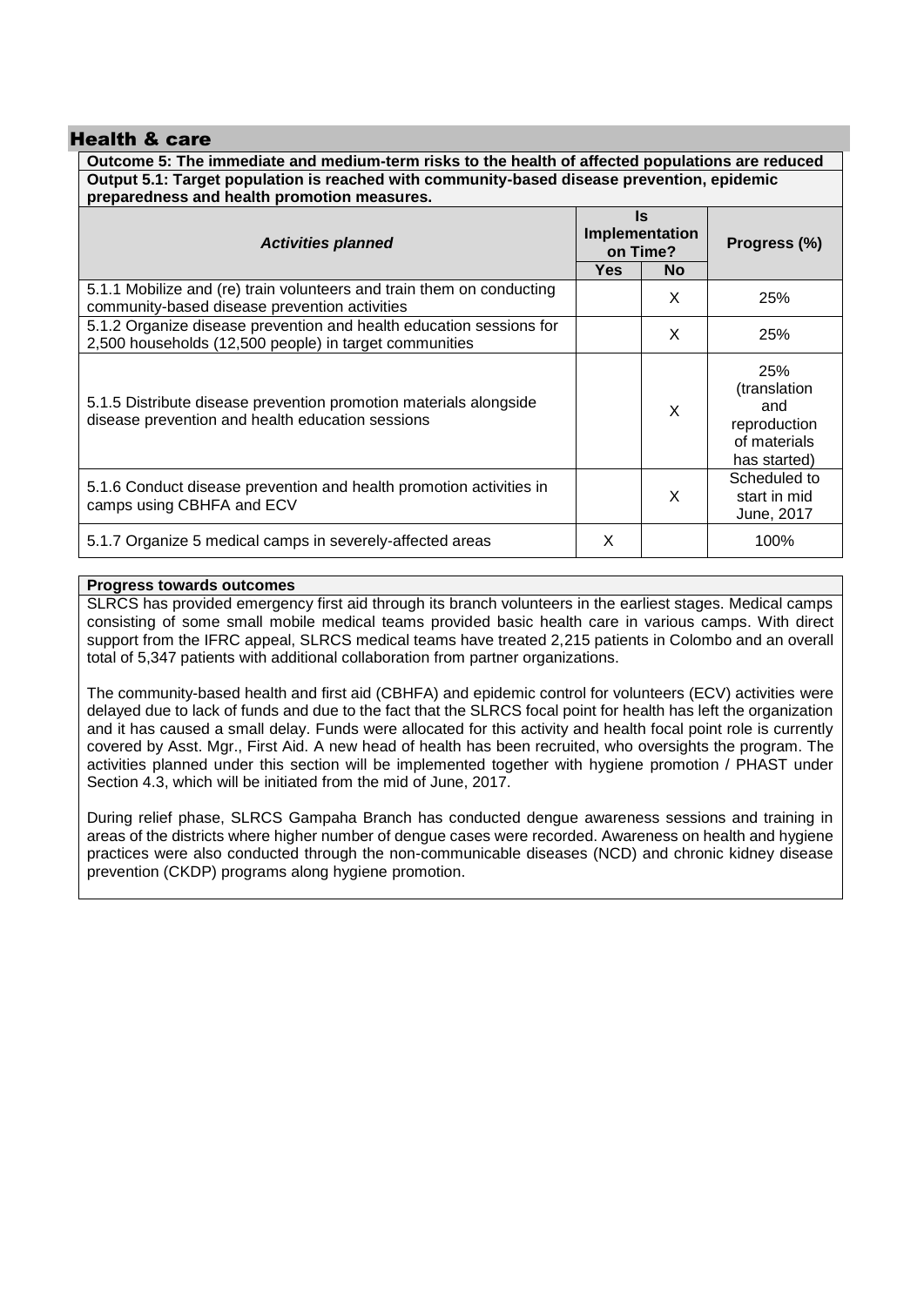## Health & care

**Outcome 5: The immediate and medium-term risks to the health of affected populations are reduced**

**Output 5.1: Target population is reached with community-based disease prevention, epidemic preparedness and health promotion measures.**

| *Activities planned* | Is Implementation on Time? | | Progress (%) |
|---|---|---|---|
| | Yes | No | |
| 5.1.1 Mobilize and (re) train volunteers and train them on conducting community-based disease prevention activities | | X | 25% |
| 5.1.2 Organize disease prevention and health education sessions for 2,500 households (12,500 people) in target communities | | X | 25% |
| 5.1.5 Distribute disease prevention promotion materials alongside disease prevention and health education sessions | | X | 25% (translation and reproduction of materials has started) |
| 5.1.6 Conduct disease prevention and health promotion activities in camps using CBHFA and ECV | | X | Scheduled to start in mid June, 2017 |
| 5.1.7 Organize 5 medical camps in severely-affected areas | X | | 100% |

**Progress towards outcomes**

SLRCS has provided emergency first aid through its branch volunteers in the earliest stages. Medical camps consisting of some small mobile medical teams provided basic health care in various camps. With direct support from the IFRC appeal, SLRCS medical teams have treated 2,215 patients in Colombo and an overall total of 5,347 patients with additional collaboration from partner organizations.

The community-based health and first aid (CBHFA) and epidemic control for volunteers (ECV) activities were delayed due to lack of funds and due to the fact that the SLRCS focal point for health has left the organization and it has caused a small delay. Funds were allocated for this activity and health focal point role is currently covered by Asst. Mgr., First Aid. A new head of health has been recruited, who oversights the program. The activities planned under this section will be implemented together with hygiene promotion / PHAST under Section 4.3, which will be initiated from the mid of June, 2017.

During relief phase, SLRCS Gampaha Branch has conducted dengue awareness sessions and training in areas of the districts where higher number of dengue cases were recorded. Awareness on health and hygiene practices were also conducted through the non-communicable diseases (NCD) and chronic kidney disease prevention (CKDP) programs along hygiene promotion.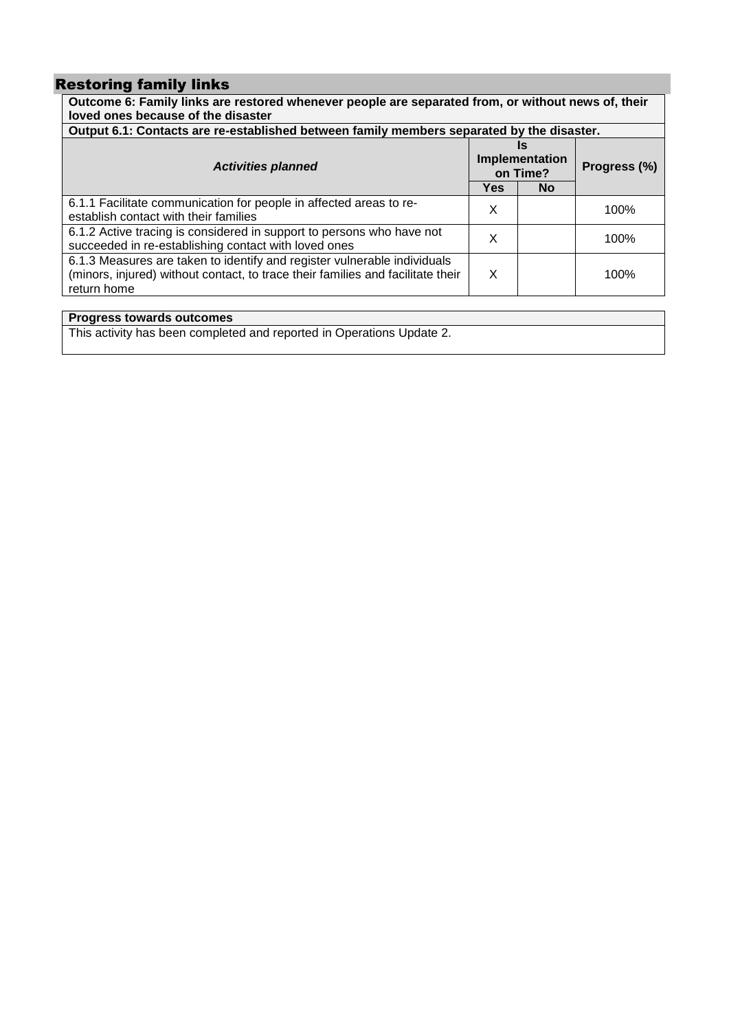## Restoring family links

| **Outcome 6: Family links are restored whenever people are separated from, or without news of, their loved ones because of the disaster** | | | |
|---|---|---|---|
| **Output 6.1: Contacts are re-established between family members separated by the disaster.** | | | |
| ***Activities planned*** | **Is Implementation on Time?** | | **Progress (%)** |
| | **Yes** | **No** | |
| 6.1.1 Facilitate communication for people in affected areas to re-establish contact with their families | X | | 100% |
| 6.1.2 Active tracing is considered in support to persons who have not succeeded in re-establishing contact with loved ones | X | | 100% |
| 6.1.3 Measures are taken to identify and register vulnerable individuals (minors, injured) without contact, to trace their families and facilitate their return home | X | | 100% |

| **Progress towards outcomes** |
|---|
| This activity has been completed and reported in Operations Update 2. |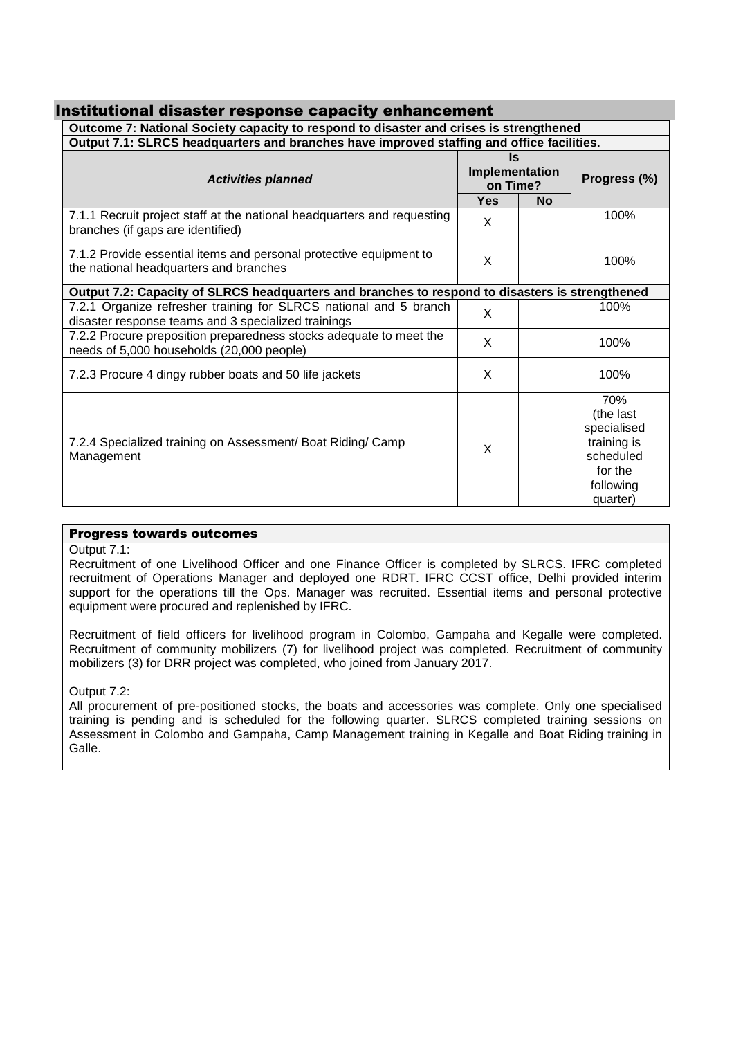## Institutional disaster response capacity enhancement

| Outcome 7: National Society capacity to respond to disaster and crises is strengthened | | | |
|---|---|---|---|
| **Output 7.1: SLRCS headquarters and branches have improved staffing and office facilities.** | | | |
| ***Activities planned*** | **Is Implementation on Time?** | | **Progress (%)** |
| | **Yes** | **No** | |
| 7.1.1 Recruit project staff at the national headquarters and requesting branches (if gaps are identified) | X | | 100% |
| 7.1.2 Provide essential items and personal protective equipment to the national headquarters and branches | X | | 100% |
| **Output 7.2: Capacity of SLRCS headquarters and branches to respond to disasters is strengthened** | | | |
| 7.2.1 Organize refresher training for SLRCS national and 5 branch disaster response teams and 3 specialized trainings | X | | 100% |
| 7.2.2 Procure preposition preparedness stocks adequate to meet the needs of 5,000 households (20,000 people) | X | | 100% |
| 7.2.3 Procure 4 dingy rubber boats and 50 life jackets | X | | 100% |
| 7.2.4 Specialized training on Assessment/ Boat Riding/ Camp Management | X | | 70% (the last specialised training is scheduled for the following quarter) |

### Progress towards outcomes

Output 7.1:

Recruitment of one Livelihood Officer and one Finance Officer is completed by SLRCS. IFRC completed recruitment of Operations Manager and deployed one RDRT. IFRC CCST office, Delhi provided interim support for the operations till the Ops. Manager was recruited. Essential items and personal protective equipment were procured and replenished by IFRC.

Recruitment of field officers for livelihood program in Colombo, Gampaha and Kegalle were completed. Recruitment of community mobilizers (7) for livelihood project was completed. Recruitment of community mobilizers (3) for DRR project was completed, who joined from January 2017.

Output 7.2:

All procurement of pre-positioned stocks, the boats and accessories was complete. Only one specialised training is pending and is scheduled for the following quarter. SLRCS completed training sessions on Assessment in Colombo and Gampaha, Camp Management training in Kegalle and Boat Riding training in Galle.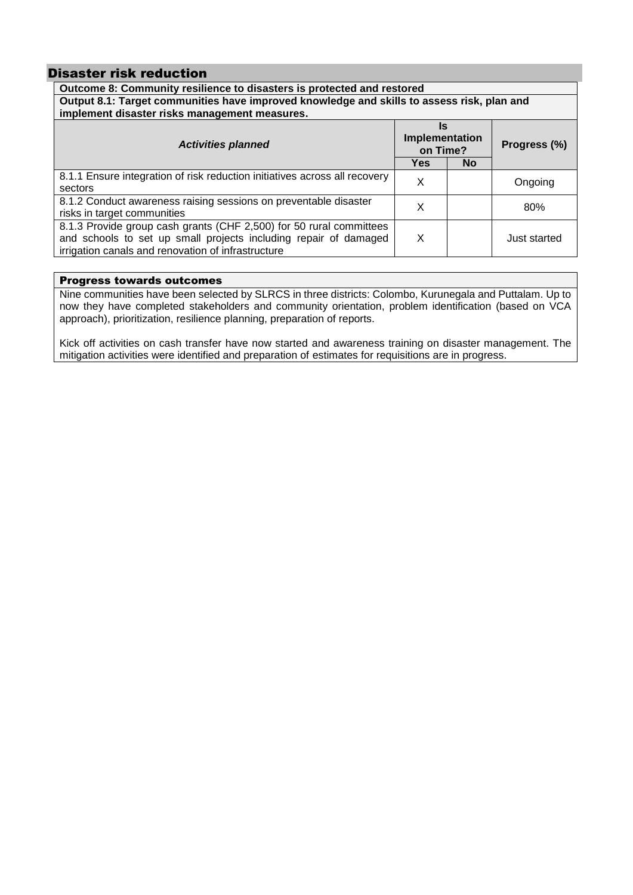## Disaster risk reduction

**Outcome 8: Community resilience to disasters is protected and restored**

**Output 8.1: Target communities have improved knowledge and skills to assess risk, plan and implement disaster risks management measures.**

| ***Activities planned*** | **Is Implementation on Time?** | | **Progress (%)** |
|---|---|---|---|
| | **Yes** | **No** | |
| 8.1.1 Ensure integration of risk reduction initiatives across all recovery sectors | X | | Ongoing |
| 8.1.2 Conduct awareness raising sessions on preventable disaster risks in target communities | X | | 80% |
| 8.1.3 Provide group cash grants (CHF 2,500) for 50 rural committees and schools to set up small projects including repair of damaged irrigation canals and renovation of infrastructure | X | | Just started |

### Progress towards outcomes

Nine communities have been selected by SLRCS in three districts: Colombo, Kurunegala and Puttalam. Up to now they have completed stakeholders and community orientation, problem identification (based on VCA approach), prioritization, resilience planning, preparation of reports.

Kick off activities on cash transfer have now started and awareness training on disaster management. The mitigation activities were identified and preparation of estimates for requisitions are in progress.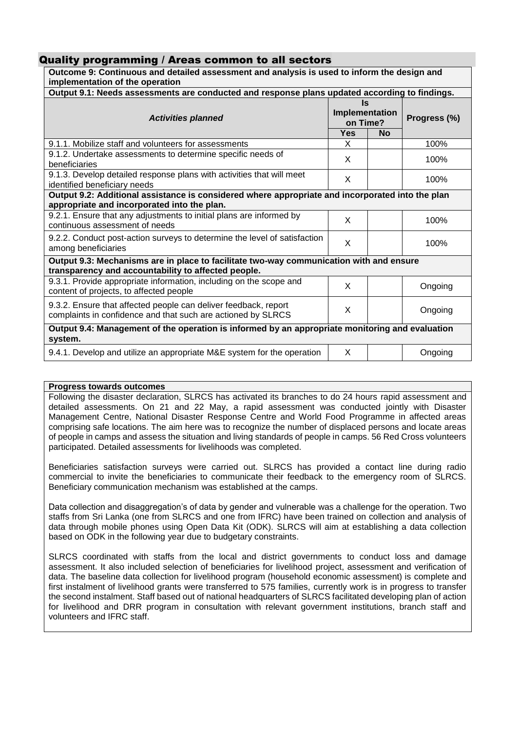## Quality programming / Areas common to all sectors

| **Outcome 9: Continuous and detailed assessment and analysis is used to inform the design and implementation of the operation** | | | |
|---|---|---|---|
| **Output 9.1: Needs assessments are conducted and response plans updated according to findings.** | | | |
| ***Activities planned*** | **Is Implementation on Time?** | | **Progress (%)** |
| | **Yes** | **No** | |
| 9.1.1. Mobilize staff and volunteers for assessments | X | | 100% |
| 9.1.2. Undertake assessments to determine specific needs of beneficiaries | X | | 100% |
| 9.1.3. Develop detailed response plans with activities that will meet identified beneficiary needs | X | | 100% |
| **Output 9.2: Additional assistance is considered where appropriate and incorporated into the plan appropriate and incorporated into the plan.** | | | |
| 9.2.1. Ensure that any adjustments to initial plans are informed by continuous assessment of needs | X | | 100% |
| 9.2.2. Conduct post-action surveys to determine the level of satisfaction among beneficiaries | X | | 100% |
| **Output 9.3: Mechanisms are in place to facilitate two-way communication with and ensure transparency and accountability to affected people.** | | | |
| 9.3.1. Provide appropriate information, including on the scope and content of projects, to affected people | X | | Ongoing |
| 9.3.2. Ensure that affected people can deliver feedback, report complaints in confidence and that such are actioned by SLRCS | X | | Ongoing |
| **Output 9.4: Management of the operation is informed by an appropriate monitoring and evaluation system.** | | | |
| 9.4.1. Develop and utilize an appropriate M&E system for the operation | X | | Ongoing |

**Progress towards outcomes**

Following the disaster declaration, SLRCS has activated its branches to do 24 hours rapid assessment and detailed assessments. On 21 and 22 May, a rapid assessment was conducted jointly with Disaster Management Centre, National Disaster Response Centre and World Food Programme in affected areas comprising safe locations. The aim here was to recognize the number of displaced persons and locate areas of people in camps and assess the situation and living standards of people in camps. 56 Red Cross volunteers participated. Detailed assessments for livelihoods was completed.

Beneficiaries satisfaction surveys were carried out. SLRCS has provided a contact line during radio commercial to invite the beneficiaries to communicate their feedback to the emergency room of SLRCS. Beneficiary communication mechanism was established at the camps.

Data collection and disaggregation's of data by gender and vulnerable was a challenge for the operation. Two staffs from Sri Lanka (one from SLRCS and one from IFRC) have been trained on collection and analysis of data through mobile phones using Open Data Kit (ODK). SLRCS will aim at establishing a data collection based on ODK in the following year due to budgetary constraints.

SLRCS coordinated with staffs from the local and district governments to conduct loss and damage assessment. It also included selection of beneficiaries for livelihood project, assessment and verification of data. The baseline data collection for livelihood program (household economic assessment) is complete and first instalment of livelihood grants were transferred to 575 families, currently work is in progress to transfer the second instalment. Staff based out of national headquarters of SLRCS facilitated developing plan of action for livelihood and DRR program in consultation with relevant government institutions, branch staff and volunteers and IFRC staff.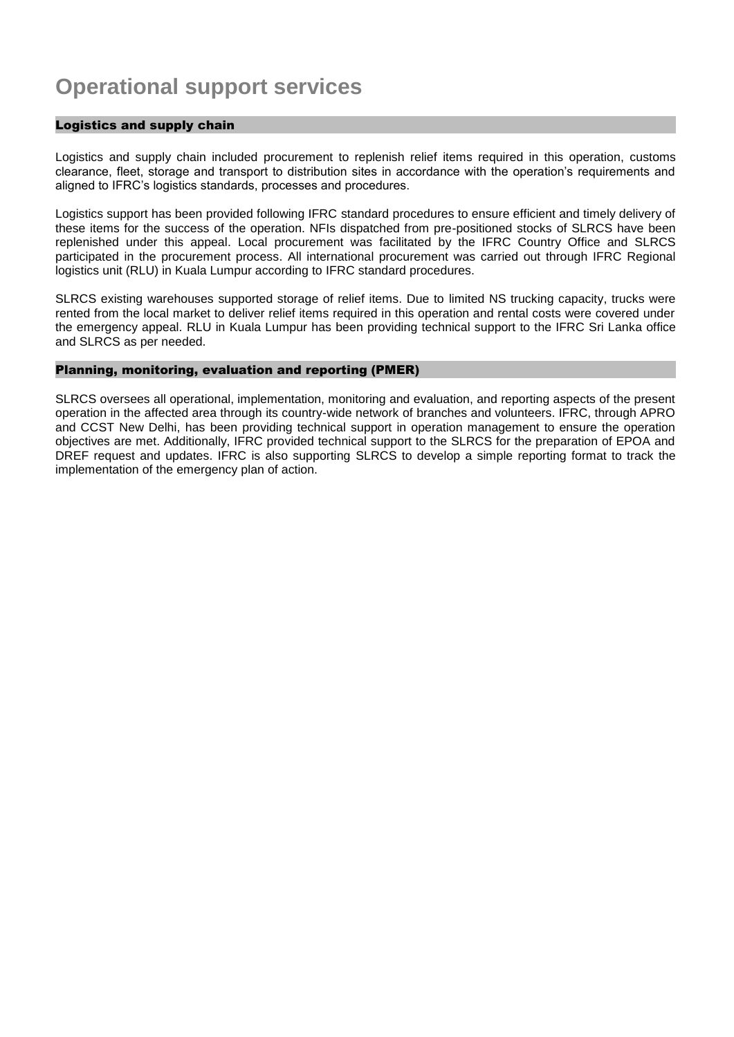# Operational support services

## Logistics and supply chain

Logistics and supply chain included procurement to replenish relief items required in this operation, customs clearance, fleet, storage and transport to distribution sites in accordance with the operation's requirements and aligned to IFRC's logistics standards, processes and procedures.

Logistics support has been provided following IFRC standard procedures to ensure efficient and timely delivery of these items for the success of the operation. NFIs dispatched from pre-positioned stocks of SLRCS have been replenished under this appeal. Local procurement was facilitated by the IFRC Country Office and SLRCS participated in the procurement process. All international procurement was carried out through IFRC Regional logistics unit (RLU) in Kuala Lumpur according to IFRC standard procedures.

SLRCS existing warehouses supported storage of relief items. Due to limited NS trucking capacity, trucks were rented from the local market to deliver relief items required in this operation and rental costs were covered under the emergency appeal. RLU in Kuala Lumpur has been providing technical support to the IFRC Sri Lanka office and SLRCS as per needed.

## Planning, monitoring, evaluation and reporting (PMER)

SLRCS oversees all operational, implementation, monitoring and evaluation, and reporting aspects of the present operation in the affected area through its country-wide network of branches and volunteers. IFRC, through APRO and CCST New Delhi, has been providing technical support in operation management to ensure the operation objectives are met. Additionally, IFRC provided technical support to the SLRCS for the preparation of EPOA and DREF request and updates. IFRC is also supporting SLRCS to develop a simple reporting format to track the implementation of the emergency plan of action.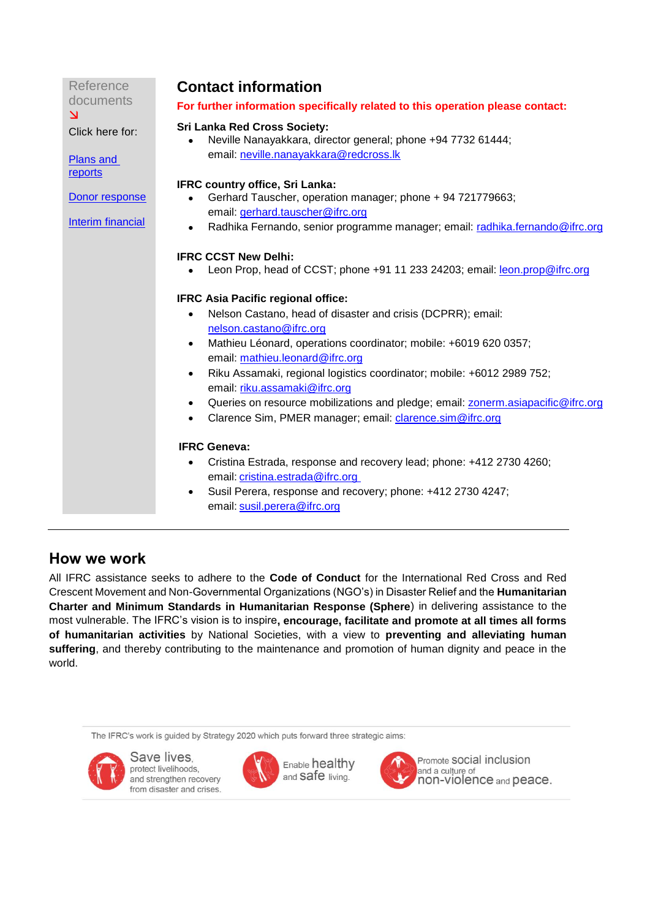Reference documents ↘

Click here for:

Plans and reports

Donor response

Interim financial

## Contact information

**For further information specifically related to this operation please contact:**

**Sri Lanka Red Cross Society:**

- Neville Nanayakkara, director general; phone +94 7732 61444; email: neville.nanayakkara@redcross.lk

**IFRC country office, Sri Lanka:**

- Gerhard Tauscher, operation manager; phone + 94 721779663; email: gerhard.tauscher@ifrc.org
- Radhika Fernando, senior programme manager; email: radhika.fernando@ifrc.org

**IFRC CCST New Delhi:**

- Leon Prop, head of CCST; phone +91 11 233 24203; email: leon.prop@ifrc.org

**IFRC Asia Pacific regional office:**

- Nelson Castano, head of disaster and crisis (DCPRR); email: nelson.castano@ifrc.org
- Mathieu Léonard, operations coordinator; mobile: +6019 620 0357; email: mathieu.leonard@ifrc.org
- Riku Assamaki, regional logistics coordinator; mobile: +6012 2989 752; email: riku.assamaki@ifrc.org
- Queries on resource mobilizations and pledge; email: zonerm.asiapacific@ifrc.org
- Clarence Sim, PMER manager; email: clarence.sim@ifrc.org

**IFRC Geneva:**

- Cristina Estrada, response and recovery lead; phone: +412 2730 4260; email: cristina.estrada@ifrc.org
- Susil Perera, response and recovery; phone: +412 2730 4247; email: susil.perera@ifrc.org

---

## How we work

All IFRC assistance seeks to adhere to the **Code of Conduct** for the International Red Cross and Red Crescent Movement and Non-Governmental Organizations (NGO's) in Disaster Relief and the **Humanitarian Charter and Minimum Standards in Humanitarian Response (Sphere**) in delivering assistance to the most vulnerable. The IFRC's vision is to inspire**, encourage, facilitate and promote at all times all forms of humanitarian activities** by National Societies, with a view to **preventing and alleviating human suffering**, and thereby contributing to the maintenance and promotion of human dignity and peace in the world.

The IFRC's work is guided by Strategy 2020 which puts forward three strategic aims:

Save lives, protect livelihoods, and strengthen recovery from disaster and crises.

Enable healthy and safe living.

Promote social inclusion and a culture of non-violence and peace.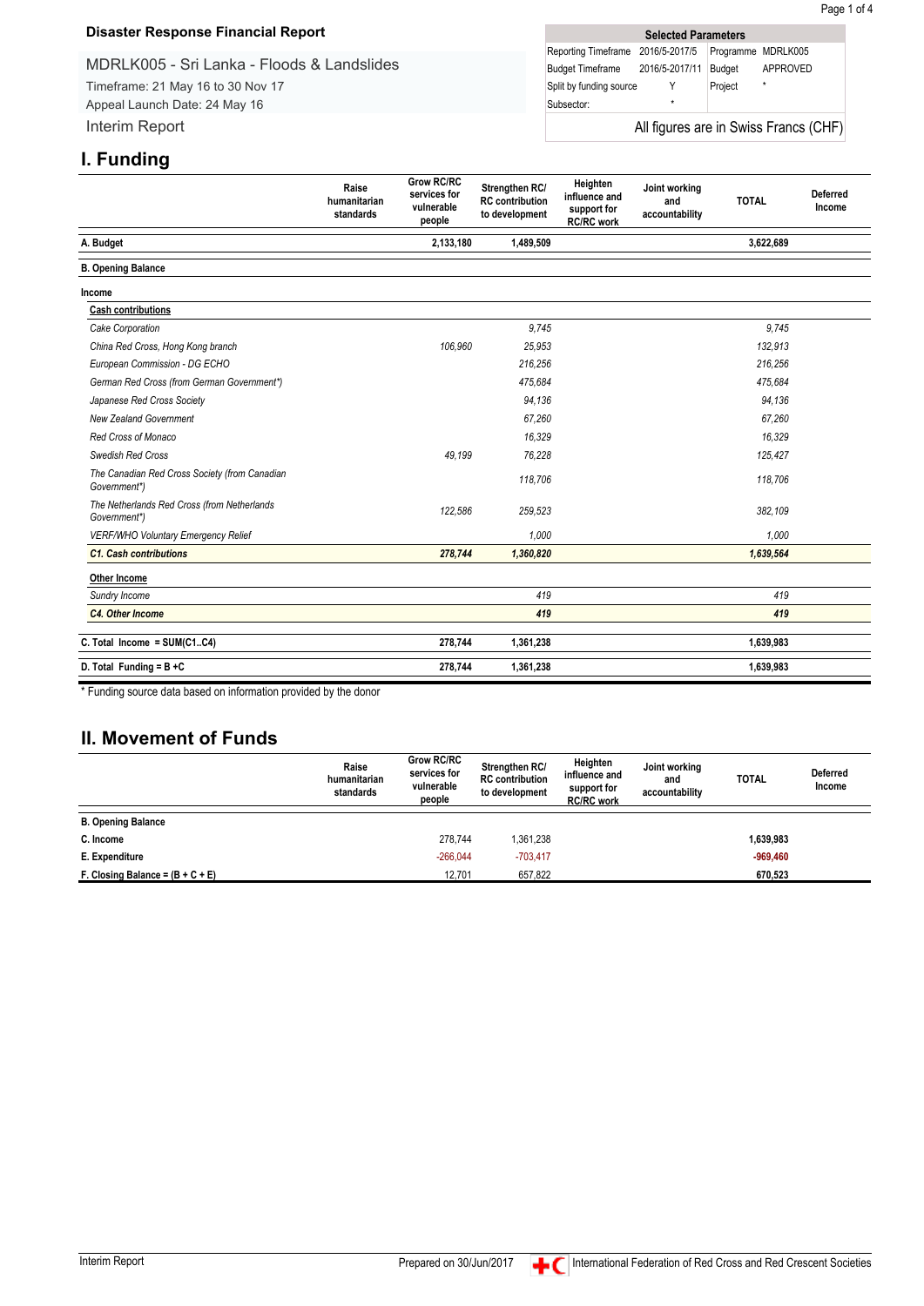**Disaster Response Financial Report**

MDRLK005 - Sri Lanka - Floods & Landslides

Timeframe: 21 May 16 to 30 Nov 17

Appeal Launch Date: 24 May 16

Interim Report

| Selected Parameters | | | |
|---|---|---|---|
| Reporting Timeframe | 2016/5-2017/5 | Programme | MDRLK005 |
| Budget Timeframe | 2016/5-2017/11 | Budget | APPROVED |
| Split by funding source | Y | Project | * |
| Subsector: | * | | |

All figures are in Swiss Francs (CHF)

# I. Funding

| | Raise humanitarian standards | Grow RC/RC services for vulnerable people | Strengthen RC/ RC contribution to development | Heighten influence and support for RC/RC work | Joint working and accountability | TOTAL | Deferred Income |
|---|---|---|---|---|---|---|---|
| **A. Budget** | | **2,133,180** | **1,489,509** | | | **3,622,689** | |
| **B. Opening Balance** | | | | | | | |
| **Income** | | | | | | | |
| **Cash contributions** | | | | | | | |
| *Cake Corporation* | | | *9,745* | | | *9,745* | |
| *China Red Cross, Hong Kong branch* | | *106,960* | *25,953* | | | *132,913* | |
| *European Commission - DG ECHO* | | | *216,256* | | | *216,256* | |
| *German Red Cross (from German Government\*)* | | | *475,684* | | | *475,684* | |
| *Japanese Red Cross Society* | | | *94,136* | | | *94,136* | |
| *New Zealand Government* | | | *67,260* | | | *67,260* | |
| *Red Cross of Monaco* | | | *16,329* | | | *16,329* | |
| *Swedish Red Cross* | | *49,199* | *76,228* | | | *125,427* | |
| *The Canadian Red Cross Society (from Canadian Government\*)* | | | *118,706* | | | *118,706* | |
| *The Netherlands Red Cross (from Netherlands Government\*)* | | *122,586* | *259,523* | | | *382,109* | |
| *VERF/WHO Voluntary Emergency Relief* | | | *1,000* | | | *1,000* | |
| ***C1. Cash contributions*** | | ***278,744*** | ***1,360,820*** | | | ***1,639,564*** | |
| **Other Income** | | | | | | | |
| *Sundry Income* | | | *419* | | | *419* | |
| ***C4. Other Income*** | | | ***419*** | | | ***419*** | |
| **C. Total Income = SUM(C1..C4)** | | **278,744** | **1,361,238** | | | **1,639,983** | |
| **D. Total Funding = B +C** | | **278,744** | **1,361,238** | | | **1,639,983** | |

\* Funding source data based on information provided by the donor

# II. Movement of Funds

| | Raise humanitarian standards | Grow RC/RC services for vulnerable people | Strengthen RC/ RC contribution to development | Heighten influence and support for RC/RC work | Joint working and accountability | TOTAL | Deferred Income |
|---|---|---|---|---|---|---|---|
| **B. Opening Balance** | | | | | | | |
| **C. Income** | | 278,744 | 1,361,238 | | | **1,639,983** | |
| **E. Expenditure** | | -266,044 | -703,417 | | | **-969,460** | |
| **F. Closing Balance = (B + C + E)** | | 12,701 | 657,822 | | | **670,523** | |

Interim Report — Prepared on 30/Jun/2017 — International Federation of Red Cross and Red Crescent Societies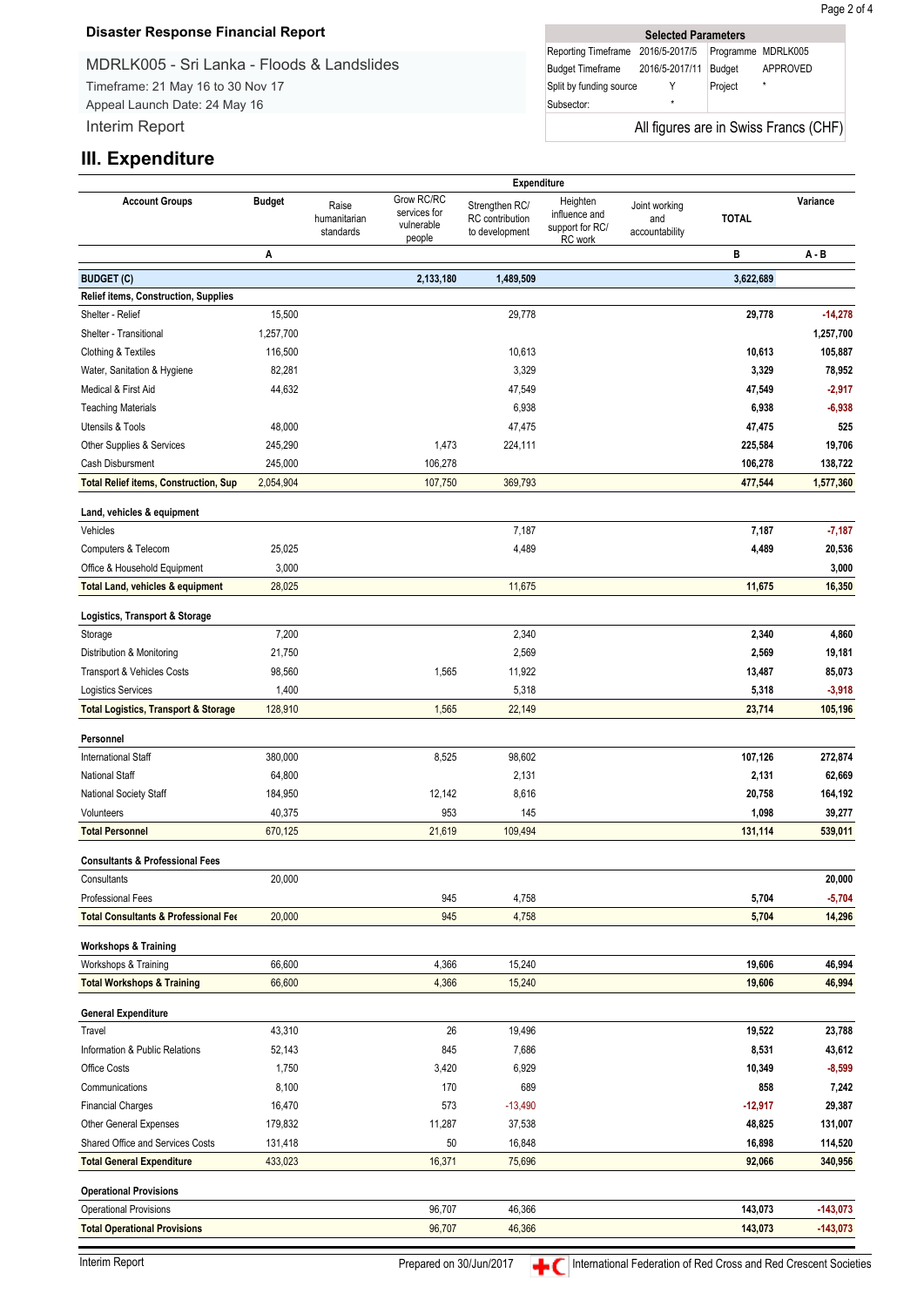**Disaster Response Financial Report**

MDRLK005 - Sri Lanka - Floods & Landslides

Timeframe: 21 May 16 to 30 Nov 17

Appeal Launch Date: 24 May 16

Interim Report

| Selected Parameters | | | |
|---|---|---|---|
| Reporting Timeframe | 2016/5-2017/5 | Programme | MDRLK005 |
| Budget Timeframe | 2016/5-2017/11 | Budget | APPROVED |
| Split by funding source | Y | Project | * |
| Subsector: | * | | |

All figures are in Swiss Francs (CHF)

## III. Expenditure

| Account Groups | Budget | Expenditure: Raise humanitarian standards | Expenditure: Grow RC/RC services for vulnerable people | Expenditure: Strengthen RC/RC contribution to development | Expenditure: Heighten influence and support for RC/RC work | Expenditure: Joint working and accountability | TOTAL | Variance |
|---|---|---|---|---|---|---|---|---|
| | A | | | | | | B | A - B |
| **BUDGET (C)** | | | 2,133,180 | 1,489,509 | | | 3,622,689 | |
| **Relief items, Construction, Supplies** | | | | | | | | |
| Shelter - Relief | 15,500 | | | 29,778 | | | 29,778 | -14,278 |
| Shelter - Transitional | 1,257,700 | | | | | | | 1,257,700 |
| Clothing & Textiles | 116,500 | | | 10,613 | | | 10,613 | 105,887 |
| Water, Sanitation & Hygiene | 82,281 | | | 3,329 | | | 3,329 | 78,952 |
| Medical & First Aid | 44,632 | | | 47,549 | | | 47,549 | -2,917 |
| Teaching Materials | | | | 6,938 | | | 6,938 | -6,938 |
| Utensils & Tools | 48,000 | | | 47,475 | | | 47,475 | 525 |
| Other Supplies & Services | 245,290 | | 1,473 | 224,111 | | | 225,584 | 19,706 |
| Cash Disbursment | 245,000 | | 106,278 | | | | 106,278 | 138,722 |
| **Total Relief items, Construction, Sup** | 2,054,904 | | 107,750 | 369,793 | | | 477,544 | 1,577,360 |
| **Land, vehicles & equipment** | | | | | | | | |
| Vehicles | | | | 7,187 | | | 7,187 | -7,187 |
| Computers & Telecom | 25,025 | | | 4,489 | | | 4,489 | 20,536 |
| Office & Household Equipment | 3,000 | | | | | | | 3,000 |
| **Total Land, vehicles & equipment** | 28,025 | | | 11,675 | | | 11,675 | 16,350 |
| **Logistics, Transport & Storage** | | | | | | | | |
| Storage | 7,200 | | | 2,340 | | | 2,340 | 4,860 |
| Distribution & Monitoring | 21,750 | | | 2,569 | | | 2,569 | 19,181 |
| Transport & Vehicles Costs | 98,560 | | 1,565 | 11,922 | | | 13,487 | 85,073 |
| Logistics Services | 1,400 | | | 5,318 | | | 5,318 | -3,918 |
| **Total Logistics, Transport & Storage** | 128,910 | | 1,565 | 22,149 | | | 23,714 | 105,196 |
| **Personnel** | | | | | | | | |
| International Staff | 380,000 | | 8,525 | 98,602 | | | 107,126 | 272,874 |
| National Staff | 64,800 | | | 2,131 | | | 2,131 | 62,669 |
| National Society Staff | 184,950 | | 12,142 | 8,616 | | | 20,758 | 164,192 |
| Volunteers | 40,375 | | 953 | 145 | | | 1,098 | 39,277 |
| **Total Personnel** | 670,125 | | 21,619 | 109,494 | | | 131,114 | 539,011 |
| **Consultants & Professional Fees** | | | | | | | | |
| Consultants | 20,000 | | | | | | | 20,000 |
| Professional Fees | | | 945 | 4,758 | | | 5,704 | -5,704 |
| **Total Consultants & Professional Fee** | 20,000 | | 945 | 4,758 | | | 5,704 | 14,296 |
| **Workshops & Training** | | | | | | | | |
| Workshops & Training | 66,600 | | 4,366 | 15,240 | | | 19,606 | 46,994 |
| **Total Workshops & Training** | 66,600 | | 4,366 | 15,240 | | | 19,606 | 46,994 |
| **General Expenditure** | | | | | | | | |
| Travel | 43,310 | | 26 | 19,496 | | | 19,522 | 23,788 |
| Information & Public Relations | 52,143 | | 845 | 7,686 | | | 8,531 | 43,612 |
| Office Costs | 1,750 | | 3,420 | 6,929 | | | 10,349 | -8,599 |
| Communications | 8,100 | | 170 | 689 | | | 858 | 7,242 |
| Financial Charges | 16,470 | | 573 | -13,490 | | | -12,917 | 29,387 |
| Other General Expenses | 179,832 | | 11,287 | 37,538 | | | 48,825 | 131,007 |
| Shared Office and Services Costs | 131,418 | | 50 | 16,848 | | | 16,898 | 114,520 |
| **Total General Expenditure** | 433,023 | | 16,371 | 75,696 | | | 92,066 | 340,956 |
| **Operational Provisions** | | | | | | | | |
| Operational Provisions | | | 96,707 | 46,366 | | | 143,073 | -143,073 |
| **Total Operational Provisions** | | | 96,707 | 46,366 | | | 143,073 | -143,073 |

Interim Report — Prepared on 30/Jun/2017 — International Federation of Red Cross and Red Crescent Societies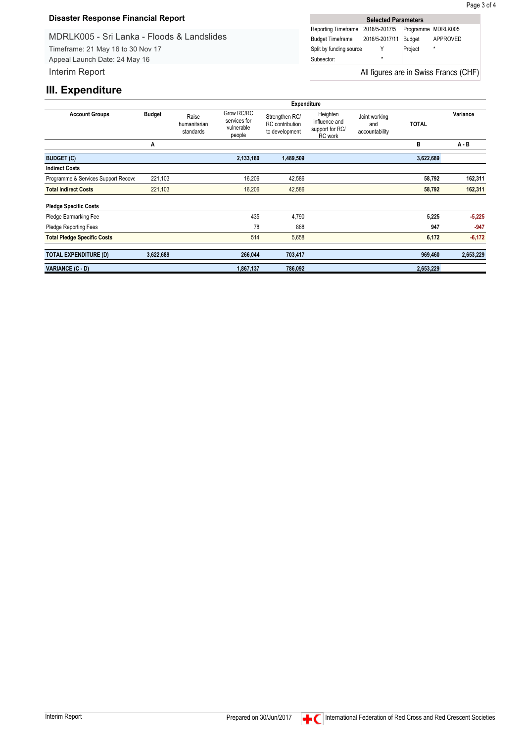**Disaster Response Financial Report**

MDRLK005 - Sri Lanka - Floods & Landslides

Timeframe: 21 May 16 to 30 Nov 17

Appeal Launch Date: 24 May 16

Interim Report

| Selected Parameters | | | |
|---|---|---|---|
| Reporting Timeframe | 2016/5-2017/5 | Programme | MDRLK005 |
| Budget Timeframe | 2016/5-2017/11 | Budget | APPROVED |
| Split by funding source | Y | Project | * |
| Subsector: | * | | |

All figures are in Swiss Francs (CHF)

# III. Expenditure

| Account Groups | Budget | Expenditure | | | | | | Variance |
|---|---|---|---|---|---|---|---|---|
| | | Raise humanitarian standards | Grow RC/RC services for vulnerable people | Strengthen RC/ RC contribution to development | Heighten influence and support for RC/ RC work | Joint working and accountability | TOTAL | |
| | A | | | | | | B | A - B |
| **BUDGET (C)** | | | **2,133,180** | **1,489,509** | | | **3,622,689** | |
| **Indirect Costs** | | | | | | | | |
| Programme & Services Support Recove | 221,103 | | 16,206 | 42,586 | | | **58,792** | **162,311** |
| **Total Indirect Costs** | 221,103 | | 16,206 | 42,586 | | | **58,792** | **162,311** |
| **Pledge Specific Costs** | | | | | | | | |
| Pledge Earmarking Fee | | | 435 | 4,790 | | | **5,225** | **-5,225** |
| Pledge Reporting Fees | | | 78 | 868 | | | **947** | **-947** |
| **Total Pledge Specific Costs** | | | 514 | 5,658 | | | **6,172** | **-6,172** |
| **TOTAL EXPENDITURE (D)** | **3,622,689** | | **266,044** | **703,417** | | | **969,460** | **2,653,229** |
| **VARIANCE (C - D)** | | | **1,867,137** | **786,092** | | | **2,653,229** | |

Interim Report

Prepared on 30/Jun/2017

International Federation of Red Cross and Red Crescent Societies